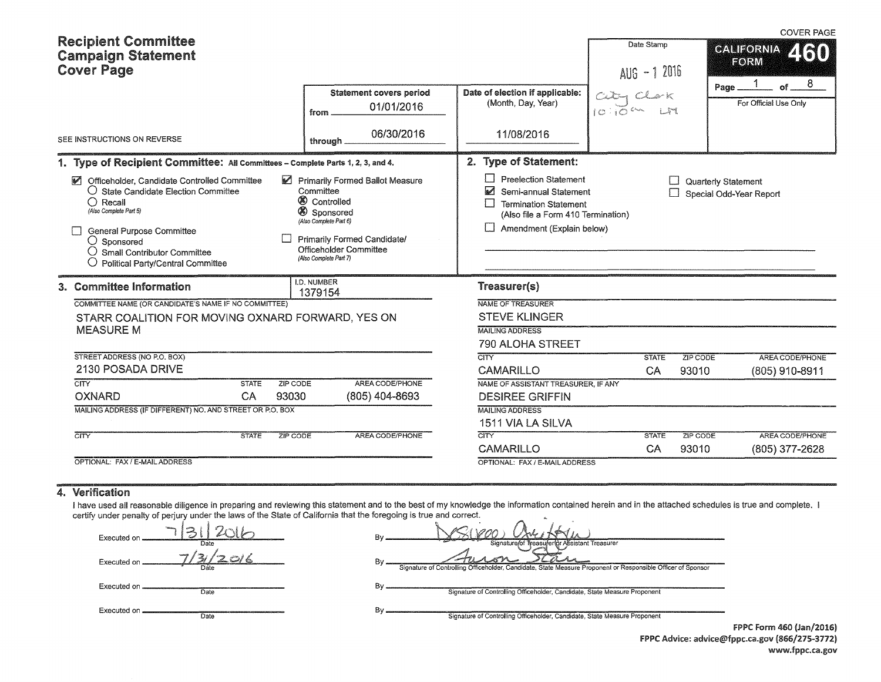COVER PAGE

# Recipient Committee Campaign Statement Cover Page

SEE INSTRUCTIONS ON REVERSE

**CALIFORNIA FORM 460**

Page 1 of 8

For Official Use Only

Date Stamp: AUG - 1 2016 City Clerk 10:10 am LM

| Statement covers period | Date of election if applicable: (Month, Day, Year) |
|---|---|
| from 01/01/2016 | 11/08/2016 |
| through 06/30/2016 | |

## 1. Type of Recipient Committee: All Committees – Complete Parts 1, 2, 3, and 4.

- [x] Officeholder, Candidate Controlled Committee
  - ○ State Candidate Election Committee
  - ○ Recall (Also Complete Part 5)
- [ ] General Purpose Committee
  - ○ Sponsored
  - ○ Small Contributor Committee
  - ○ Political Party/Central Committee
- [x] Primarily Formed Ballot Measure Committee
  - ⊗ Controlled
  - ⊗ Sponsored (Also Complete Part 6)
- [ ] Primarily Formed Candidate/Officeholder Committee (Also Complete Part 7)

## 2. Type of Statement:

- [ ] Preelection Statement
- [x] Semi-annual Statement
- [ ] Termination Statement (Also file a Form 410 Termination)
- [ ] Amendment (Explain below)
- [ ] Quarterly Statement
- [ ] Special Odd-Year Report

## 3. Committee Information

I.D. NUMBER: 1379154

COMMITTEE NAME (OR CANDIDATE'S NAME IF NO COMMITTEE): STARR COALITION FOR MOVING OXNARD FORWARD, YES ON MEASURE M

STREET ADDRESS (NO P.O. BOX): 2130 POSADA DRIVE

| CITY | STATE | ZIP CODE | AREA CODE/PHONE |
|---|---|---|---|
| OXNARD | CA | 93030 | (805) 404-8693 |

MAILING ADDRESS (IF DIFFERENT) NO. AND STREET OR P.O. BOX:

| CITY | STATE | ZIP CODE | AREA CODE/PHONE |
|---|---|---|---|
| | | | |

OPTIONAL: FAX / E-MAIL ADDRESS:

### Treasurer(s)

NAME OF TREASURER: STEVE KLINGER

MAILING ADDRESS: 790 ALOHA STREET

| CITY | STATE | ZIP CODE | AREA CODE/PHONE |
|---|---|---|---|
| CAMARILLO | CA | 93010 | (805) 910-8911 |

NAME OF ASSISTANT TREASURER, IF ANY: DESIREE GRIFFIN

MAILING ADDRESS: 1511 VIA LA SILVA

| CITY | STATE | ZIP CODE | AREA CODE/PHONE |
|---|---|---|---|
| CAMARILLO | CA | 93010 | (805) 377-2628 |

OPTIONAL: FAX / E-MAIL ADDRESS:

## 4. Verification

I have used all reasonable diligence in preparing and reviewing this statement and to the best of my knowledge the information contained herein and in the attached schedules is true and complete. I certify under penalty of perjury under the laws of the State of California that the foregoing is true and correct.

| Executed on | By |
|---|---|
| 7/31/2016 (Date) | Desiree Griffin (Signature of Treasurer or Assistant Treasurer) |
| 7/31/2016 (Date) | Aaron Starr (Signature of Controlling Officeholder, Candidate, State Measure Proponent or Responsible Officer of Sponsor) |
| (Date) | (Signature of Controlling Officeholder, Candidate, State Measure Proponent) |
| (Date) | (Signature of Controlling Officeholder, Candidate, State Measure Proponent) |

FPPC Form 460 (Jan/2016)
FPPC Advice: advice@fppc.ca.gov (866/275-3772)
www.fppc.ca.gov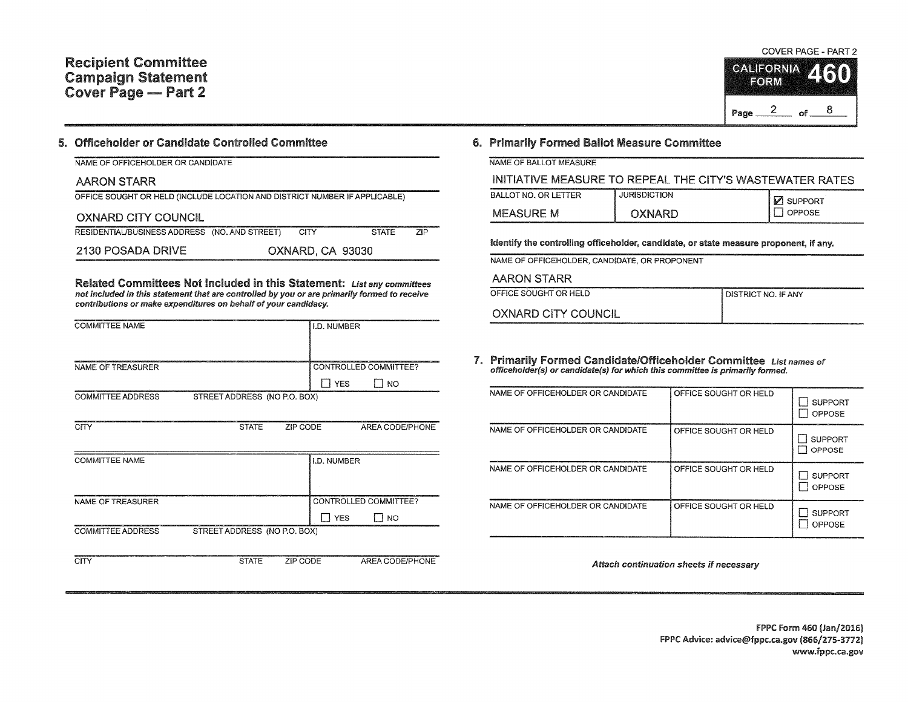# Recipient Committee Campaign Statement Cover Page — Part 2

COVER PAGE - PART 2

**CALIFORNIA FORM 460**

Page 2 of 8

## 5. Officeholder or Candidate Controlled Committee

| NAME OF OFFICEHOLDER OR CANDIDATE |
|---|
| AARON STARR |

| OFFICE SOUGHT OR HELD (INCLUDE LOCATION AND DISTRICT NUMBER IF APPLICABLE) |
|---|
| OXNARD CITY COUNCIL |

| RESIDENTIAL/BUSINESS ADDRESS (NO. AND STREET) | CITY | STATE | ZIP |
|---|---|---|---|
| 2130 POSADA DRIVE | OXNARD | CA | 93030 |

**Related Committees Not Included in this Statement:** *List any committees not included in this statement that are controlled by you or are primarily formed to receive contributions or make expenditures on behalf of your candidacy.*

| COMMITTEE NAME | | I.D. NUMBER | |
|---|---|---|---|
| | | | |
| NAME OF TREASURER | | CONTROLLED COMMITTEE? | |
| | | ☐ YES ☐ NO | |
| COMMITTEE ADDRESS | STREET ADDRESS (NO P.O. BOX) | | |
| | | | |
| CITY | STATE | ZIP CODE | AREA CODE/PHONE |
| | | | |

| COMMITTEE NAME | | I.D. NUMBER | |
|---|---|---|---|
| | | | |
| NAME OF TREASURER | | CONTROLLED COMMITTEE? | |
| | | ☐ YES ☐ NO | |
| COMMITTEE ADDRESS | STREET ADDRESS (NO P.O. BOX) | | |
| | | | |
| CITY | STATE | ZIP CODE | AREA CODE/PHONE |
| | | | |

## 6. Primarily Formed Ballot Measure Committee

| NAME OF BALLOT MEASURE |
|---|
| INITIATIVE MEASURE TO REPEAL THE CITY'S WASTEWATER RATES |

| BALLOT NO. OR LETTER | JURISDICTION | |
|---|---|---|
| MEASURE M | OXNARD | ☑ SUPPORT ☐ OPPOSE |

**Identify the controlling officeholder, candidate, or state measure proponent, if any.**

| NAME OF OFFICEHOLDER, CANDIDATE, OR PROPONENT | |
|---|---|
| AARON STARR | |
| OFFICE SOUGHT OR HELD | DISTRICT NO. IF ANY |
| OXNARD CITY COUNCIL | |

## 7. Primarily Formed Candidate/Officeholder Committee

*List names of officeholder(s) or candidate(s) for which this committee is primarily formed.*

| NAME OF OFFICEHOLDER OR CANDIDATE | OFFICE SOUGHT OR HELD | |
|---|---|---|
| | | ☐ SUPPORT ☐ OPPOSE |
| | | ☐ SUPPORT ☐ OPPOSE |
| | | ☐ SUPPORT ☐ OPPOSE |
| | | ☐ SUPPORT ☐ OPPOSE |

*Attach continuation sheets if necessary*

FPPC Form 460 (Jan/2016)
FPPC Advice: advice@fppc.ca.gov (866/275-3772)
www.fppc.ca.gov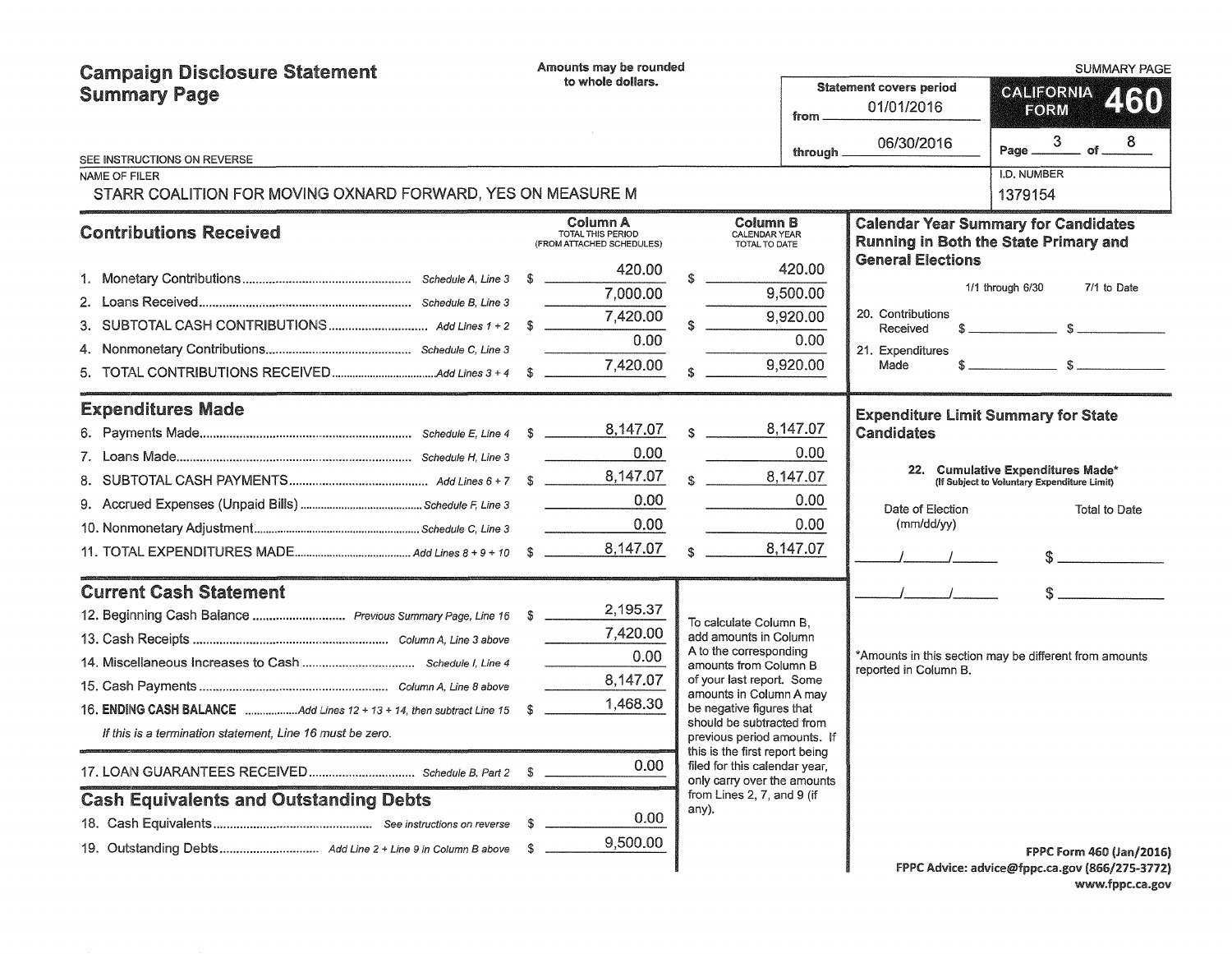# Campaign Disclosure Statement Summary Page

Amounts may be rounded to whole dollars.

SUMMARY PAGE

**CALIFORNIA FORM 460**

Statement covers period from 01/01/2016 through 06/30/2016

Page 3 of 8

SEE INSTRUCTIONS ON REVERSE

NAME OF FILER: STARR COALITION FOR MOVING OXNARD FORWARD, YES ON MEASURE M

I.D. NUMBER: 1379154

## Contributions Received

| | | Column A TOTAL THIS PERIOD (FROM ATTACHED SCHEDULES) | Column B CALENDAR YEAR TOTAL TO DATE |
|---|---|---|---|
| 1. Monetary Contributions | Schedule A, Line 3 | $ 420.00 | $ 420.00 |
| 2. Loans Received | Schedule B, Line 3 | 7,000.00 | 9,500.00 |
| 3. SUBTOTAL CASH CONTRIBUTIONS | Add Lines 1 + 2 | $ 7,420.00 | $ 9,920.00 |
| 4. Nonmonetary Contributions | Schedule C, Line 3 | 0.00 | 0.00 |
| 5. TOTAL CONTRIBUTIONS RECEIVED | Add Lines 3 + 4 | $ 7,420.00 | $ 9,920.00 |

## Expenditures Made

| | | Column A | Column B |
|---|---|---|---|
| 6. Payments Made | Schedule E, Line 4 | $ 8,147.07 | $ 8,147.07 |
| 7. Loans Made | Schedule H, Line 3 | 0.00 | 0.00 |
| 8. SUBTOTAL CASH PAYMENTS | Add Lines 6 + 7 | $ 8,147.07 | $ 8,147.07 |
| 9. Accrued Expenses (Unpaid Bills) | Schedule F, Line 3 | 0.00 | 0.00 |
| 10. Nonmonetary Adjustment | Schedule C, Line 3 | 0.00 | 0.00 |
| 11. TOTAL EXPENDITURES MADE | Add Lines 8 + 9 + 10 | $ 8,147.07 | $ 8,147.07 |

## Current Cash Statement

| | | |
|---|---|---|
| 12. Beginning Cash Balance | Previous Summary Page, Line 16 | $ 2,195.37 |
| 13. Cash Receipts | Column A, Line 3 above | 7,420.00 |
| 14. Miscellaneous Increases to Cash | Schedule I, Line 4 | 0.00 |
| 15. Cash Payments | Column A, Line 8 above | 8,147.07 |
| 16. **ENDING CASH BALANCE** | Add Lines 12 + 13 + 14, then subtract Line 15 | $ 1,468.30 |

*If this is a termination statement, Line 16 must be zero.*

| | | |
|---|---|---|
| 17. LOAN GUARANTEES RECEIVED | Schedule B, Part 2 | $ 0.00 |

To calculate Column B, add amounts in Column A to the corresponding amounts from Column B of your last report. Some amounts in Column A may be negative figures that should be subtracted from previous period amounts. If this is the first report being filed for this calendar year, only carry over the amounts from Lines 2, 7, and 9 (if any).

## Cash Equivalents and Outstanding Debts

| | | |
|---|---|---|
| 18. Cash Equivalents | See instructions on reverse | $ 0.00 |
| 19. Outstanding Debts | Add Line 2 + Line 9 in Column B above | $ 9,500.00 |

## Calendar Year Summary for Candidates Running in Both the State Primary and General Elections

| | 1/1 through 6/30 | 7/1 to Date |
|---|---|---|
| 20. Contributions Received | $ | $ |
| 21. Expenditures Made | $ | $ |

## Expenditure Limit Summary for State Candidates

22. Cumulative Expenditures Made* (If Subject to Voluntary Expenditure Limit)

| Date of Election (mm/dd/yy) | Total to Date |
|---|---|
| / / | $ |
| / / | $ |

*Amounts in this section may be different from amounts reported in Column B.

FPPC Form 460 (Jan/2016)
FPPC Advice: advice@fppc.ca.gov (866/275-3772)
www.fppc.ca.gov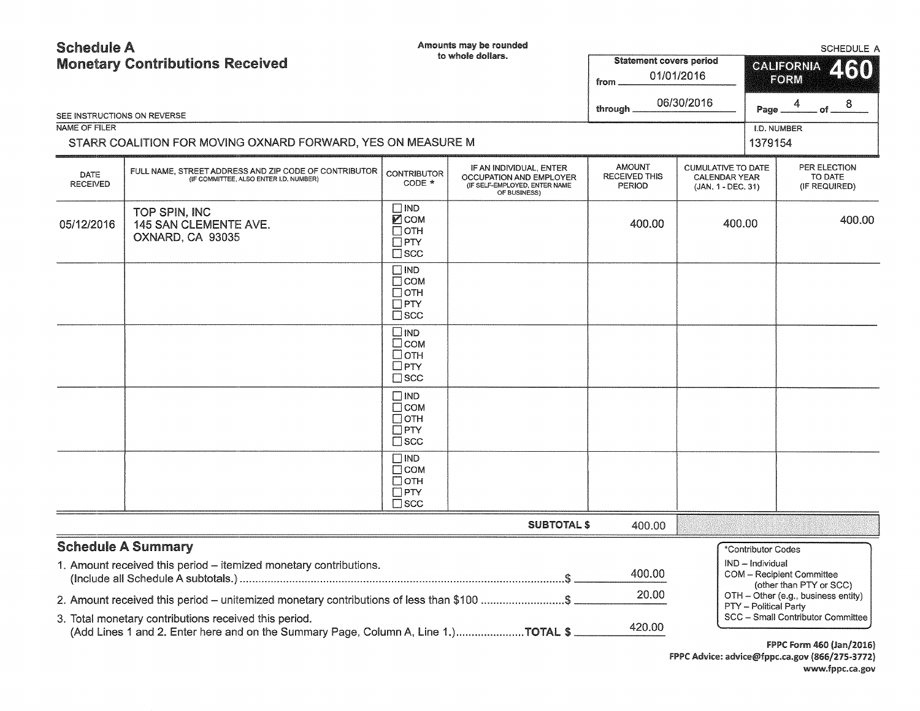# Schedule A
## Monetary Contributions Received

Amounts may be rounded to whole dollars.

SCHEDULE A

Statement covers period from 01/01/2016 through 06/30/2016

CALIFORNIA FORM 460

Page 4 of 8

SEE INSTRUCTIONS ON REVERSE

NAME OF FILER: STARR COALITION FOR MOVING OXNARD FORWARD, YES ON MEASURE M

I.D. NUMBER: 1379154

| DATE RECEIVED | FULL NAME, STREET ADDRESS AND ZIP CODE OF CONTRIBUTOR (IF COMMITTEE, ALSO ENTER I.D. NUMBER) | CONTRIBUTOR CODE * | IF AN INDIVIDUAL, ENTER OCCUPATION AND EMPLOYER (IF SELF-EMPLOYED, ENTER NAME OF BUSINESS) | AMOUNT RECEIVED THIS PERIOD | CUMULATIVE TO DATE CALENDAR YEAR (JAN. 1 - DEC. 31) | PER ELECTION TO DATE (IF REQUIRED) |
|---|---|---|---|---|---|---|
| 05/12/2016 | TOP SPIN, INC<br>145 SAN CLEMENTE AVE.<br>OXNARD, CA 93035 | ☐ IND<br>☑ COM<br>☐ OTH<br>☐ PTY<br>☐ SCC | | 400.00 | 400.00 | 400.00 |
| | | ☐ IND<br>☐ COM<br>☐ OTH<br>☐ PTY<br>☐ SCC | | | | |
| | | ☐ IND<br>☐ COM<br>☐ OTH<br>☐ PTY<br>☐ SCC | | | | |
| | | ☐ IND<br>☐ COM<br>☐ OTH<br>☐ PTY<br>☐ SCC | | | | |
| | | ☐ IND<br>☐ COM<br>☐ OTH<br>☐ PTY<br>☐ SCC | | | | |
| | | | **SUBTOTAL $** | 400.00 | | |

## Schedule A Summary

1. Amount received this period – itemized monetary contributions. (Include all Schedule A subtotals.) ........ $ 400.00
2. Amount received this period – unitemized monetary contributions of less than $100 ........ $ 20.00
3. Total monetary contributions received this period. (Add Lines 1 and 2. Enter here and on the Summary Page, Column A, Line 1.) ........ **TOTAL $** 420.00

*Contributor Codes
- IND – Individual
- COM – Recipient Committee (other than PTY or SCC)
- OTH – Other (e.g., business entity)
- PTY – Political Party
- SCC – Small Contributor Committee

FPPC Form 460 (Jan/2016)
FPPC Advice: advice@fppc.ca.gov (866/275-3772)
www.fppc.ca.gov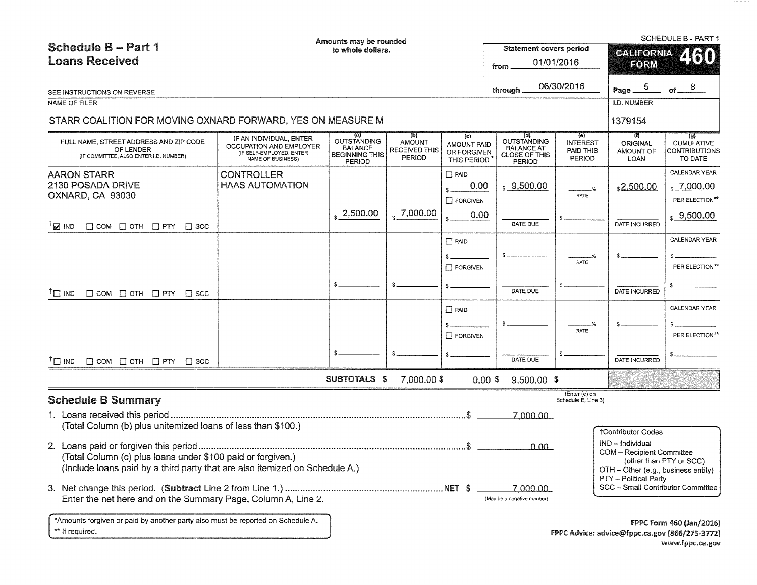# Schedule B – Part 1
## Loans Received

Amounts may be rounded to whole dollars.

SEE INSTRUCTIONS ON REVERSE

SCHEDULE B - PART 1

**CALIFORNIA FORM 460**

Statement covers period from 01/01/2016 through 06/30/2016

NAME OF FILER: STARR COALITION FOR MOVING OXNARD FORWARD, YES ON MEASURE M

I.D. NUMBER: 1379154

| FULL NAME, STREET ADDRESS AND ZIP CODE OF LENDER (IF COMMITTEE, ALSO ENTER I.D. NUMBER) | IF AN INDIVIDUAL, ENTER OCCUPATION AND EMPLOYER (IF SELF-EMPLOYED, ENTER NAME OF BUSINESS) | (a) OUTSTANDING BALANCE BEGINNING THIS PERIOD | (b) AMOUNT RECEIVED THIS PERIOD | (c) AMOUNT PAID OR FORGIVEN THIS PERIOD* | (d) OUTSTANDING BALANCE AT CLOSE OF THIS PERIOD | (e) INTEREST PAID THIS PERIOD | (f) ORIGINAL AMOUNT OF LOAN | (g) CUMULATIVE CONTRIBUTIONS TO DATE |
|---|---|---|---|---|---|---|---|---|
| AARON STARR<br>2130 POSADA DRIVE<br>OXNARD, CA 93030<br>☑ IND ☐ COM ☐ OTH ☐ PTY ☐ SCC | CONTROLLER<br>HAAS AUTOMATION | $2,500.00 | $7,000.00 | ☐ PAID $0.00<br>☐ FORGIVEN $0.00 | $9,500.00<br>DATE DUE: | ___% RATE<br>$ | $2,500.00<br>DATE INCURRED: | CALENDAR YEAR $7,000.00<br>PER ELECTION** $9,500.00 |
| ☐ IND ☐ COM ☐ OTH ☐ PTY ☐ SCC | | $ | $ | ☐ PAID $<br>☐ FORGIVEN $ | $<br>DATE DUE: | ___% RATE<br>$ | $<br>DATE INCURRED: | CALENDAR YEAR $<br>PER ELECTION** $ |
| ☐ IND ☐ COM ☐ OTH ☐ PTY ☐ SCC | | $ | $ | ☐ PAID $<br>☐ FORGIVEN $ | $<br>DATE DUE: | ___% RATE<br>$ | $<br>DATE INCURRED: | CALENDAR YEAR $<br>PER ELECTION** $ |
| | SUBTOTALS | | $7,000.00 | $0.00 | $9,500.00 | $ (Enter (e) on Schedule E, Line 3) | | |

## Schedule B Summary

1. Loans received this period ............ $ 7,000.00
   (Total Column (b) plus unitemized loans of less than $100.)
2. Loans paid or forgiven this period ............ $ 0.00
   (Total Column (c) plus loans under $100 paid or forgiven.)
   (Include loans paid by a third party that are also itemized on Schedule A.)
3. Net change this period. (**Subtract** Line 2 from Line 1.) ............ NET $ 7,000.00
   Enter the net here and on the Summary Page, Column A, Line 2. (May be a negative number)

†Contributor Codes
- IND – Individual
- COM – Recipient Committee (other than PTY or SCC)
- OTH – Other (e.g., business entity)
- PTY – Political Party
- SCC – Small Contributor Committee

*Amounts forgiven or paid by another party also must be reported on Schedule A.
** If required.

FPPC Form 460 (Jan/2016)
FPPC Advice: advice@fppc.ca.gov (866/275-3772)
www.fppc.ca.gov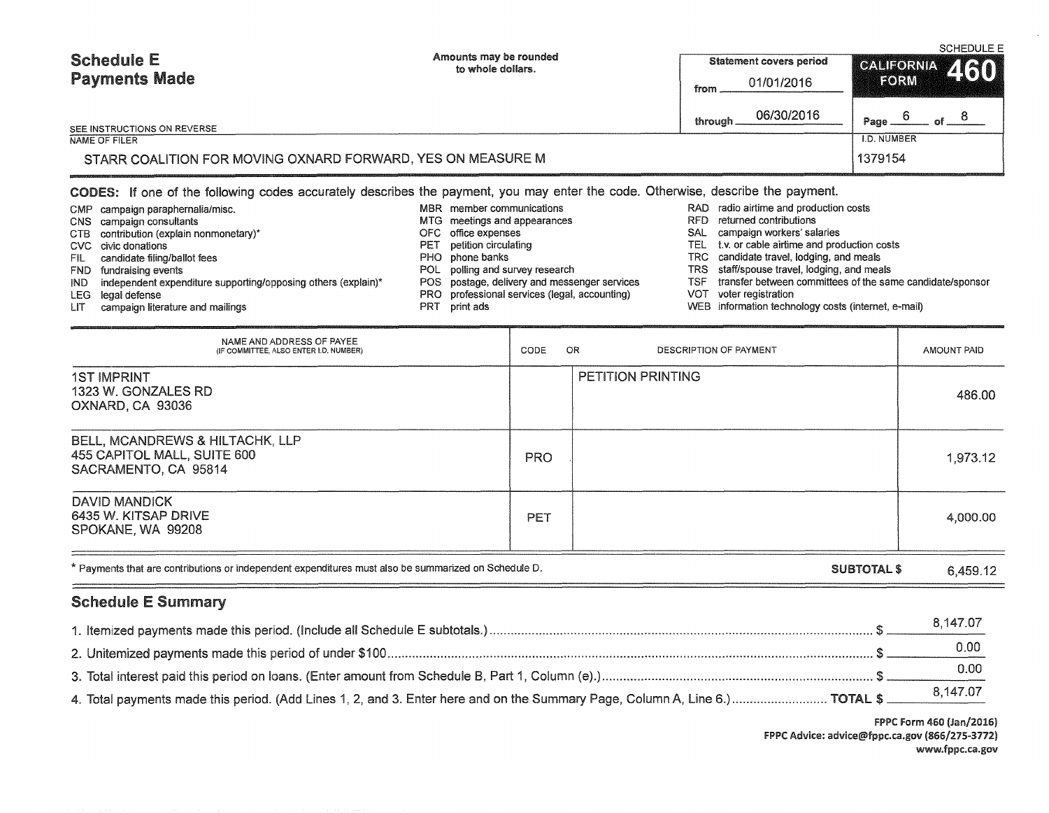# Schedule E
## Payments Made

SCHEDULE E

Amounts may be rounded to whole dollars.

SEE INSTRUCTIONS ON REVERSE

| Statement covers period | CALIFORNIA FORM 460 |
|---|---|
| from 01/01/2016 | |
| through 06/30/2016 | Page 6 of 8 |

NAME OF FILER: STARR COALITION FOR MOVING OXNARD FORWARD, YES ON MEASURE M

I.D. NUMBER: 1379154

**CODES:** If one of the following codes accurately describes the payment, you may enter the code. Otherwise, describe the payment.

- CMP campaign paraphernalia/misc.
- CNS campaign consultants
- CTB contribution (explain nonmonetary)*
- CVC civic donations
- FIL candidate filing/ballot fees
- FND fundraising events
- IND independent expenditure supporting/opposing others (explain)*
- LEG legal defense
- LIT campaign literature and mailings
- MBR member communications
- MTG meetings and appearances
- OFC office expenses
- PET petition circulating
- PHO phone banks
- POL polling and survey research
- POS postage, delivery and messenger services
- PRO professional services (legal, accounting)
- PRT print ads
- RAD radio airtime and production costs
- RFD returned contributions
- SAL campaign workers' salaries
- TEL t.v. or cable airtime and production costs
- TRC candidate travel, lodging, and meals
- TRS staff/spouse travel, lodging, and meals
- TSF transfer between committees of the same candidate/sponsor
- VOT voter registration
- WEB information technology costs (internet, e-mail)

| NAME AND ADDRESS OF PAYEE (IF COMMITTEE, ALSO ENTER I.D. NUMBER) | CODE | OR DESCRIPTION OF PAYMENT | AMOUNT PAID |
|---|---|---|---|
| 1ST IMPRINT<br>1323 W. GONZALES RD<br>OXNARD, CA 93036 | | PETITION PRINTING | 486.00 |
| BELL, MCANDREWS & HILTACHK, LLP<br>455 CAPITOL MALL, SUITE 600<br>SACRAMENTO, CA 95814 | PRO | | 1,973.12 |
| DAVID MANDICK<br>6435 W. KITSAP DRIVE<br>SPOKANE, WA 99208 | PET | | 4,000.00 |

* Payments that are contributions or independent expenditures must also be summarized on Schedule D.

**SUBTOTAL $** 6,459.12

## Schedule E Summary

1. Itemized payments made this period. (Include all Schedule E subtotals.) $ 8,147.07
2. Unitemized payments made this period of under $100 $ 0.00
3. Total interest paid this period on loans. (Enter amount from Schedule B, Part 1, Column (e).) $ 0.00
4. Total payments made this period. (Add Lines 1, 2, and 3. Enter here and on the Summary Page, Column A, Line 6.) **TOTAL $** 8,147.07

FPPC Form 460 (Jan/2016)
FPPC Advice: advice@fppc.ca.gov (866/275-3772)
www.fppc.ca.gov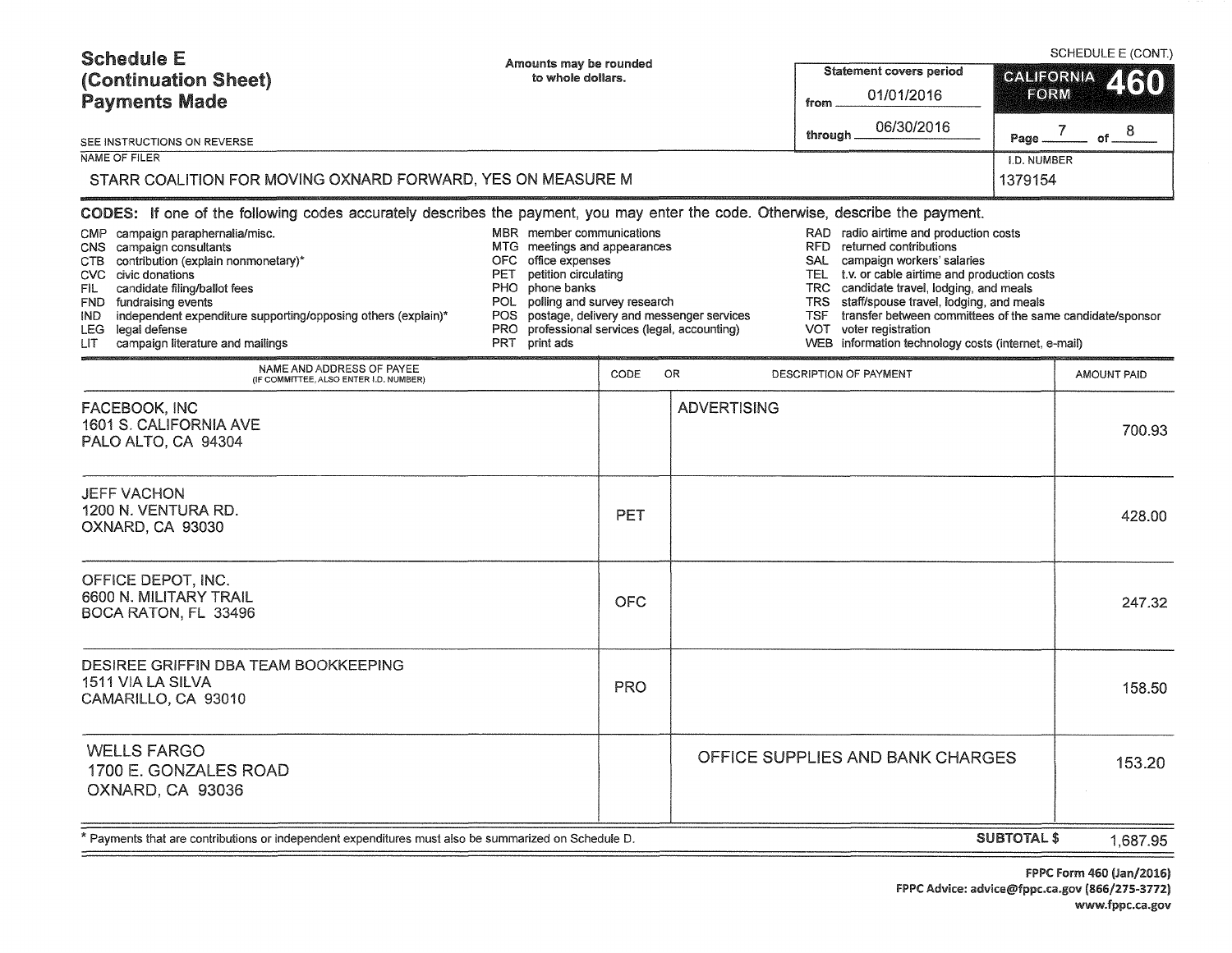# Schedule E (Continuation Sheet) Payments Made

SCHEDULE E (CONT.)

Amounts may be rounded to whole dollars.

SEE INSTRUCTIONS ON REVERSE

| Statement covers period | CALIFORNIA FORM 460 |
|---|---|
| from 01/01/2016 | |
| through 06/30/2016 | Page 7 of 8 |

NAME OF FILER: STARR COALITION FOR MOVING OXNARD FORWARD, YES ON MEASURE M

I.D. NUMBER: 1379154

**CODES:** If one of the following codes accurately describes the payment, you may enter the code. Otherwise, describe the payment.

- CMP campaign paraphernalia/misc.
- CNS campaign consultants
- CTB contribution (explain nonmonetary)*
- CVC civic donations
- FIL candidate filing/ballot fees
- FND fundraising events
- IND independent expenditure supporting/opposing others (explain)*
- LEG legal defense
- LIT campaign literature and mailings
- MBR member communications
- MTG meetings and appearances
- OFC office expenses
- PET petition circulating
- PHO phone banks
- POL polling and survey research
- POS postage, delivery and messenger services
- PRO professional services (legal, accounting)
- PRT print ads
- RAD radio airtime and production costs
- RFD returned contributions
- SAL campaign workers' salaries
- TEL t.v. or cable airtime and production costs
- TRC candidate travel, lodging, and meals
- TRS staff/spouse travel, lodging, and meals
- TSF transfer between committees of the same candidate/sponsor
- VOT voter registration
- WEB information technology costs (internet, e-mail)

| NAME AND ADDRESS OF PAYEE (IF COMMITTEE, ALSO ENTER I.D. NUMBER) | CODE | OR DESCRIPTION OF PAYMENT | AMOUNT PAID |
|---|---|---|---|
| FACEBOOK, INC<br>1601 S. CALIFORNIA AVE<br>PALO ALTO, CA 94304 | | ADVERTISING | 700.93 |
| JEFF VACHON<br>1200 N. VENTURA RD.<br>OXNARD, CA 93030 | PET | | 428.00 |
| OFFICE DEPOT, INC.<br>6600 N. MILITARY TRAIL<br>BOCA RATON, FL 33496 | OFC | | 247.32 |
| DESIREE GRIFFIN DBA TEAM BOOKKEEPING<br>1511 VIA LA SILVA<br>CAMARILLO, CA 93010 | PRO | | 158.50 |
| WELLS FARGO<br>1700 E. GONZALES ROAD<br>OXNARD, CA 93036 | | OFFICE SUPPLIES AND BANK CHARGES | 153.20 |

\* Payments that are contributions or independent expenditures must also be summarized on Schedule D.

**SUBTOTAL $** 1,687.95

FPPC Form 460 (Jan/2016)
FPPC Advice: advice@fppc.ca.gov (866/275-3772)
www.fppc.ca.gov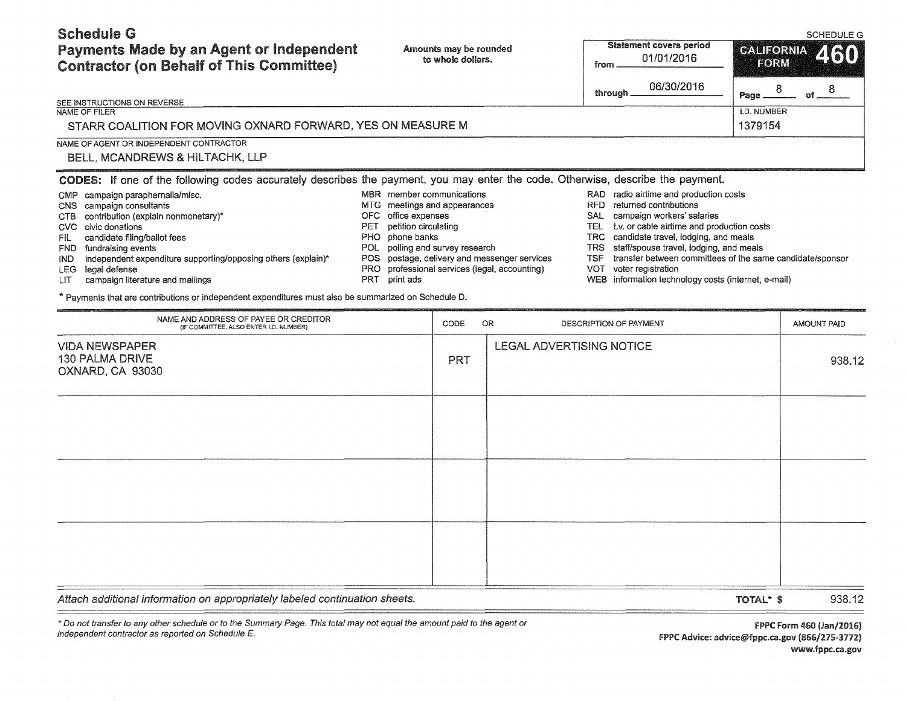# Schedule G
## Payments Made by an Agent or Independent Contractor (on Behalf of This Committee)

Amounts may be rounded to whole dollars.

SEE INSTRUCTIONS ON REVERSE

**Statement covers period**
from 01/01/2016
through 06/30/2016

SCHEDULE G
**CALIFORNIA FORM 460**
Page 8 of 8

NAME OF FILER
STARR COALITION FOR MOVING OXNARD FORWARD, YES ON MEASURE M

I.D. NUMBER
1379154

NAME OF AGENT OR INDEPENDENT CONTRACTOR
BELL, MCANDREWS & HILTACHK, LLP

**CODES:** If one of the following codes accurately describes the payment, you may enter the code. Otherwise, describe the payment.

- CMP campaign paraphernalia/misc.
- CNS campaign consultants
- CTB contribution (explain nonmonetary)*
- CVC civic donations
- FIL candidate filing/ballot fees
- FND fundraising events
- IND independent expenditure supporting/opposing others (explain)*
- LEG legal defense
- LIT campaign literature and mailings
- MBR member communications
- MTG meetings and appearances
- OFC office expenses
- PET petition circulating
- PHO phone banks
- POL polling and survey research
- POS postage, delivery and messenger services
- PRO professional services (legal, accounting)
- PRT print ads
- RAD radio airtime and production costs
- RFD returned contributions
- SAL campaign workers' salaries
- TEL t.v. or cable airtime and production costs
- TRC candidate travel, lodging, and meals
- TRS staff/spouse travel, lodging, and meals
- TSF transfer between committees of the same candidate/sponsor
- VOT voter registration
- WEB information technology costs (internet, e-mail)

\* Payments that are contributions or independent expenditures must also be summarized on Schedule D.

| NAME AND ADDRESS OF PAYEE OR CREDITOR (IF COMMITTEE, ALSO ENTER I.D. NUMBER) | CODE | OR DESCRIPTION OF PAYMENT | AMOUNT PAID |
|---|---|---|---|
| VIDA NEWSPAPER<br>130 PALMA DRIVE<br>OXNARD, CA 93030 | PRT | LEGAL ADVERTISING NOTICE | 938.12 |
| | | | |
| | | | |
| | | | |

*Attach additional information on appropriately labeled continuation sheets.*

**TOTAL\* $** 938.12

*\* Do not transfer to any other schedule or to the Summary Page. This total may not equal the amount paid to the agent or independent contractor as reported on Schedule E.*

**FPPC Form 460 (Jan/2016)**
**FPPC Advice: advice@fppc.ca.gov (866/275-3772)**
**www.fppc.ca.gov**